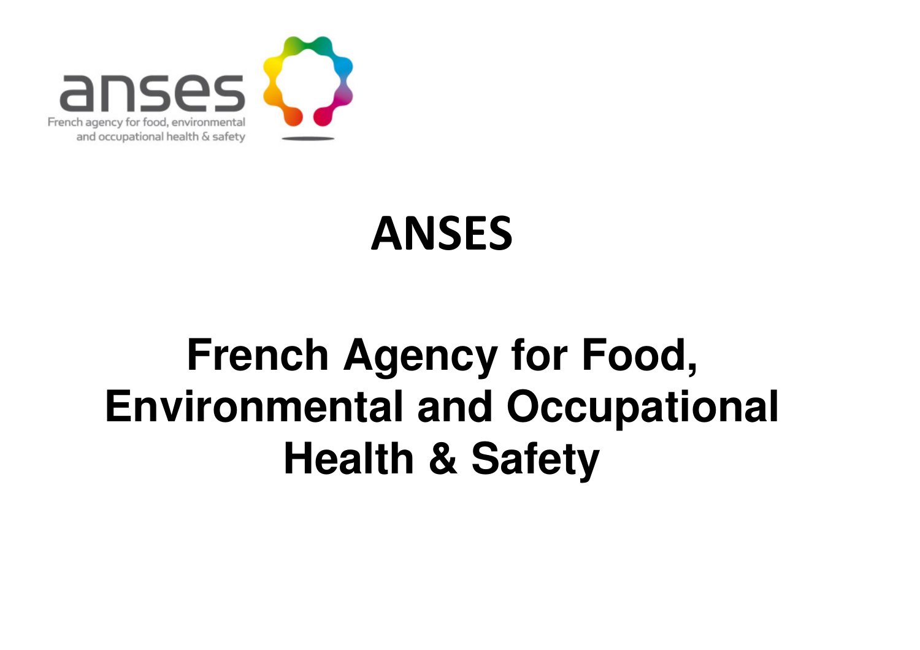anses

French agency for food, environmental and occupational health & safety

# ANSES

## French Agency for Food, Environmental and Occupational Health & Safety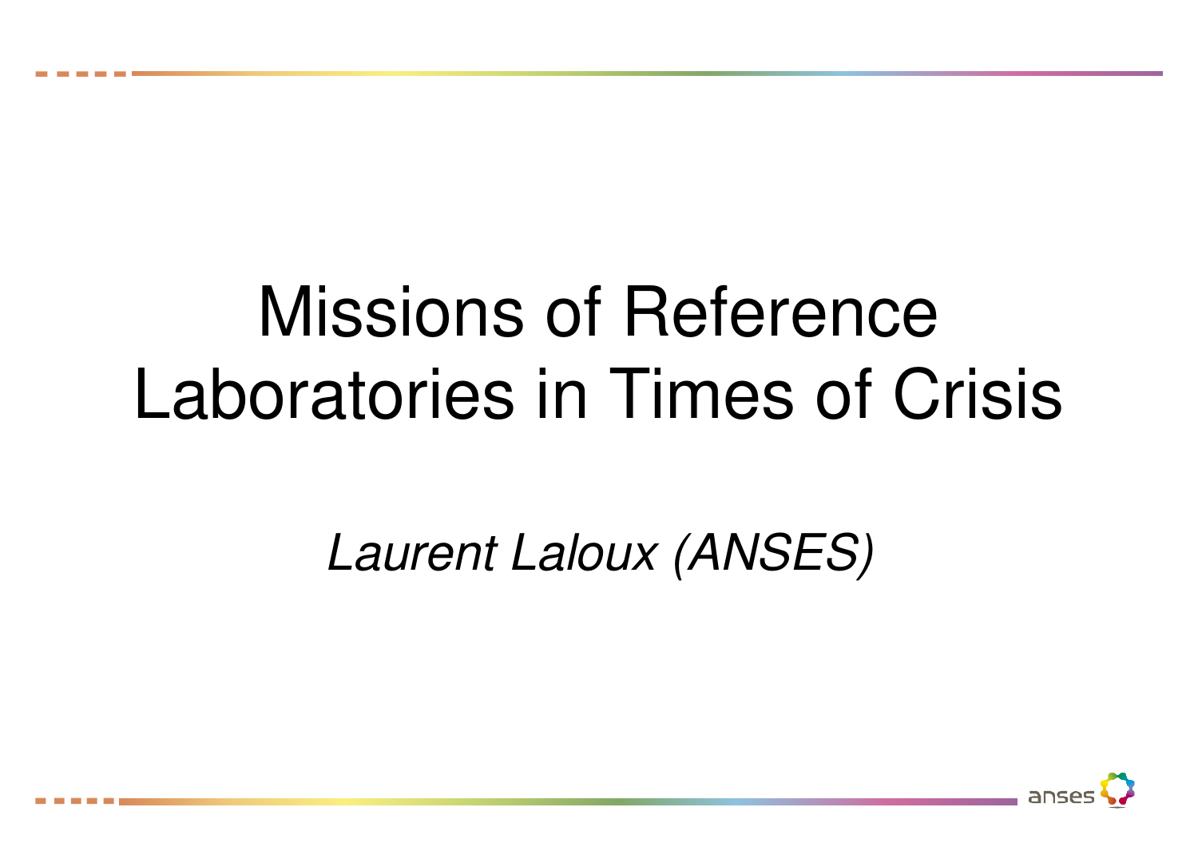# Missions of Reference Laboratories in Times of Crisis

*Laurent Laloux (ANSES)*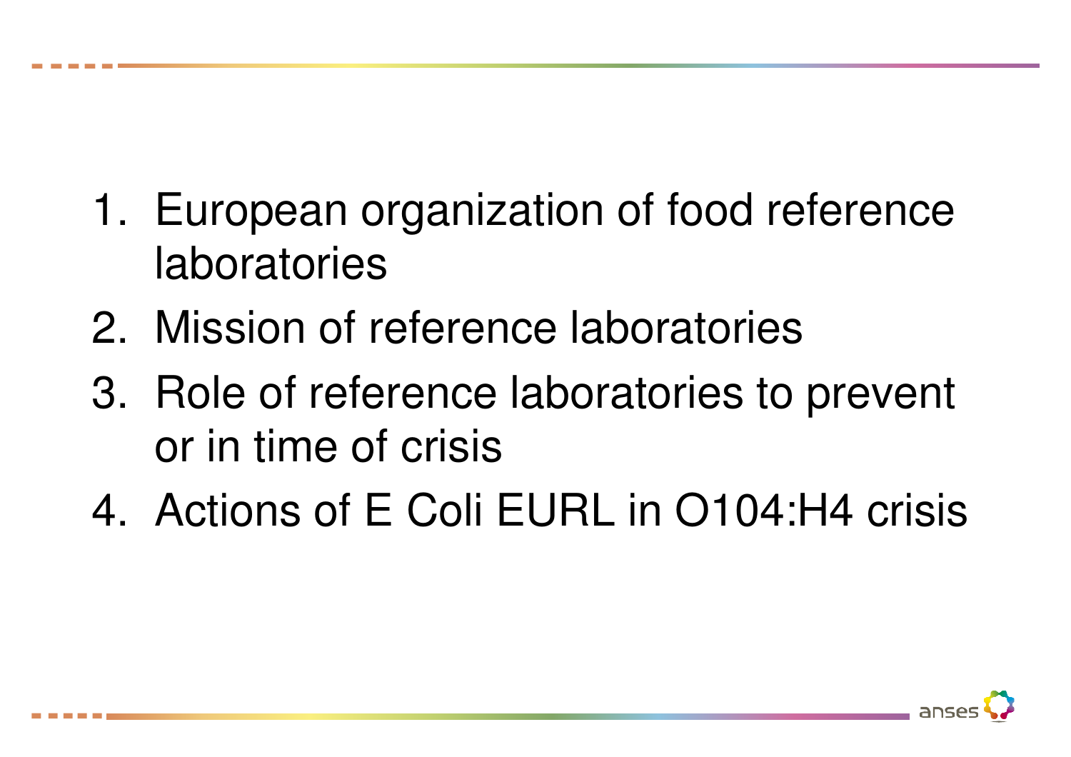1. European organization of food reference laboratories
2. Mission of reference laboratories
3. Role of reference laboratories to prevent or in time of crisis
4. Actions of E Coli EURL in O104:H4 crisis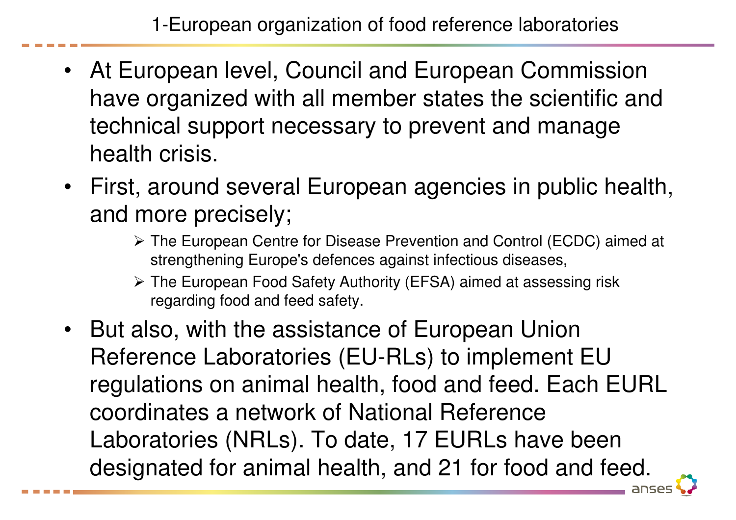# 1-European organization of food reference laboratories

- At European level, Council and European Commission have organized with all member states the scientific and technical support necessary to prevent and manage health crisis.
- First, around several European agencies in public health, and more precisely;
  - The European Centre for Disease Prevention and Control (ECDC) aimed at strengthening Europe's defences against infectious diseases,
  - The European Food Safety Authority (EFSA) aimed at assessing risk regarding food and feed safety.
- But also, with the assistance of European Union Reference Laboratories (EU-RLs) to implement EU regulations on animal health, food and feed. Each EURL coordinates a network of National Reference Laboratories (NRLs). To date, 17 EURLs have been designated for animal health, and 21 for food and feed.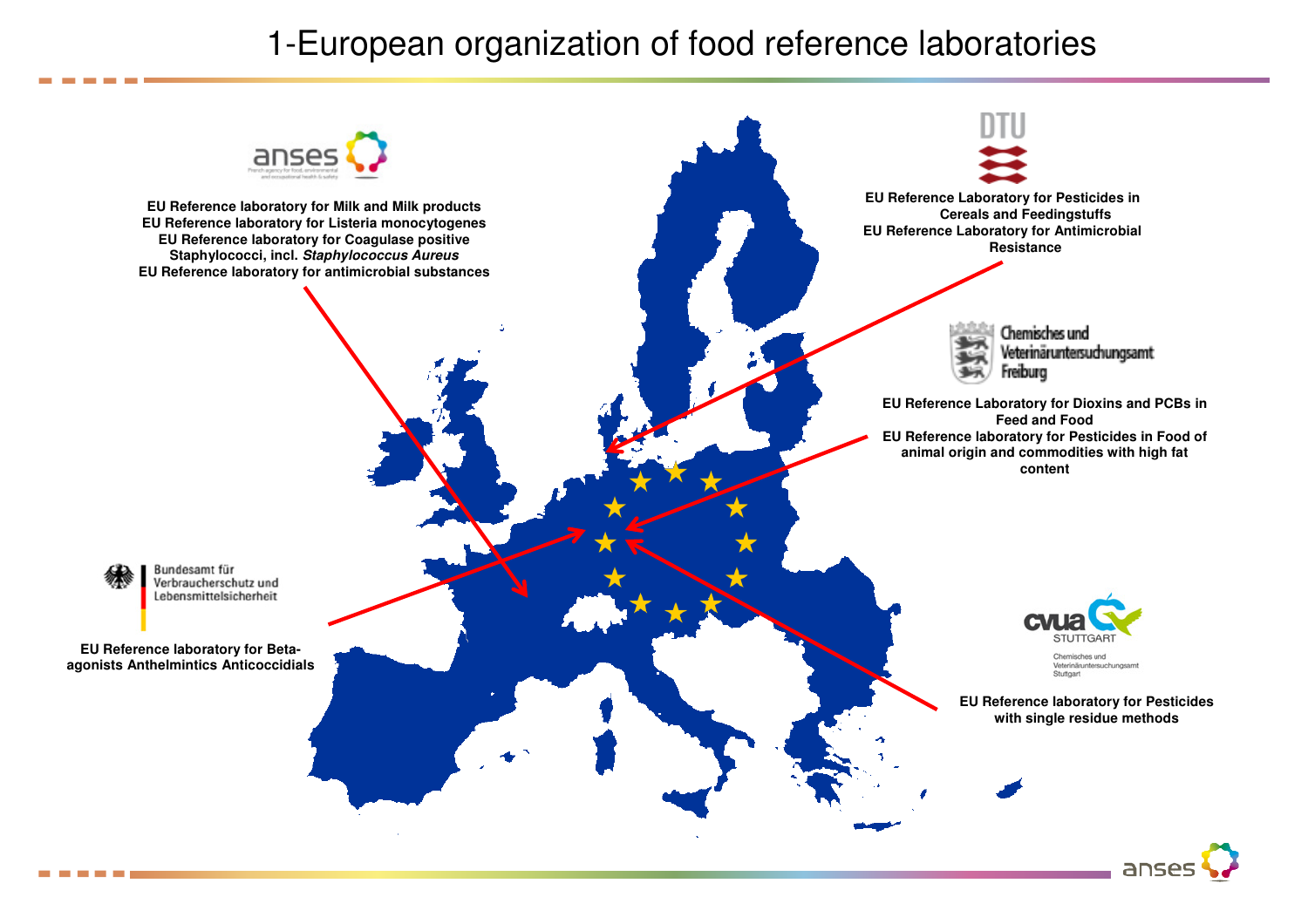# 1-European organization of food reference laboratories

**anses**

**EU Reference laboratory for Milk and Milk products**
**EU Reference laboratory for Listeria monocytogenes**
**EU Reference laboratory for Coagulase positive Staphylococci, incl. *Staphylococcus Aureus***
**EU Reference laboratory for antimicrobial substances**

**DTU**

**EU Reference Laboratory for Pesticides in Cereals and Feedingstuffs**
**EU Reference Laboratory for Antimicrobial Resistance**

**Chemisches und Veterinäruntersuchungsamt Freiburg**

**EU Reference Laboratory for Dioxins and PCBs in Feed and Food**
**EU Reference laboratory for Pesticides in Food of animal origin and commodities with high fat content**

**Bundesamt für Verbraucherschutz und Lebensmittelsicherheit**

**EU Reference laboratory for Beta-agonists Anthelmintics Anticoccidials**

**cvua STUTTGART** – Chemisches und Veterinäruntersuchungsamt Stuttgart

**EU Reference laboratory for Pesticides with single residue methods**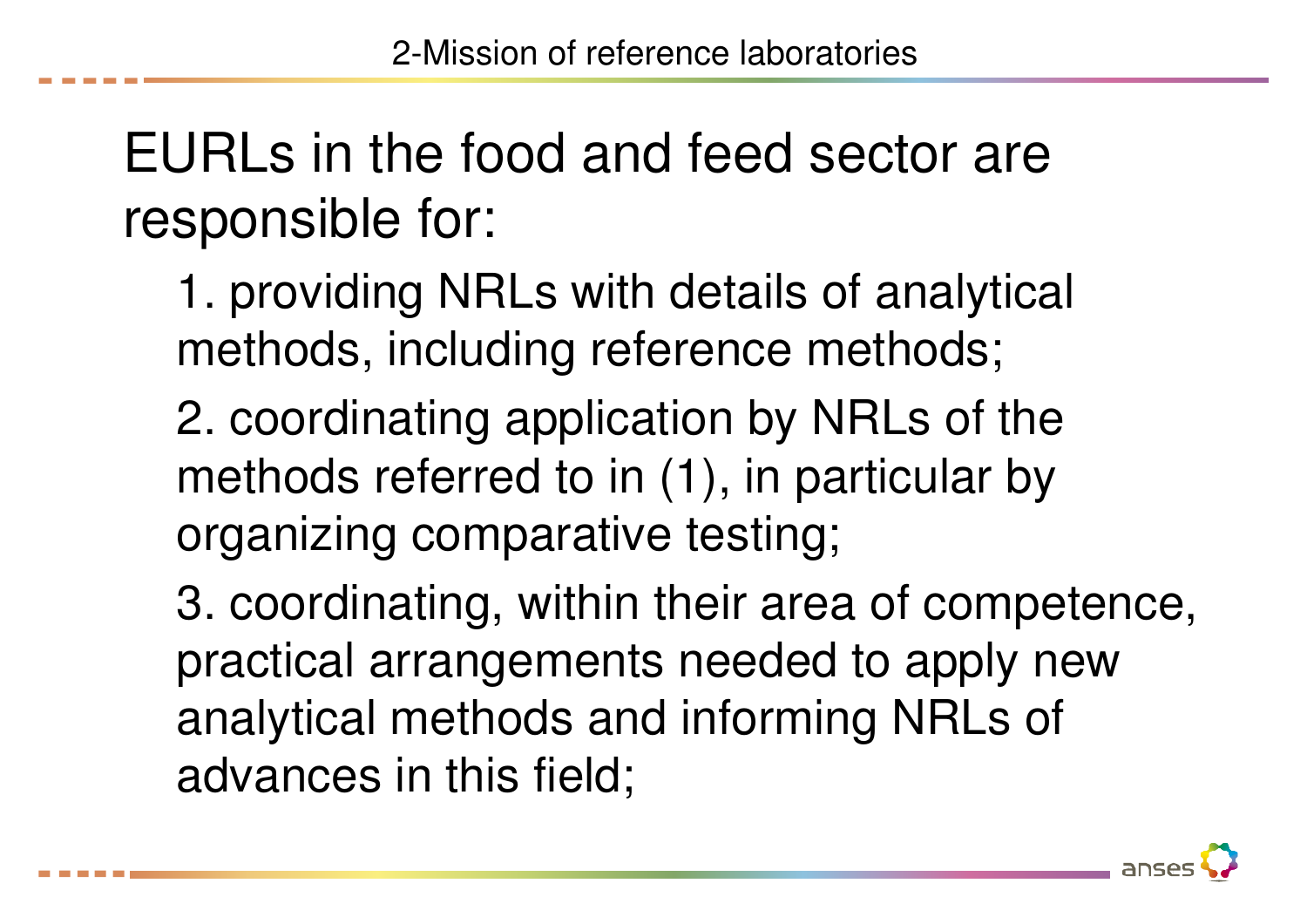## 2-Mission of reference laboratories

EURLs in the food and feed sector are responsible for:

1. providing NRLs with details of analytical methods, including reference methods;
2. coordinating application by NRLs of the methods referred to in (1), in particular by organizing comparative testing;
3. coordinating, within their area of competence, practical arrangements needed to apply new analytical methods and informing NRLs of advances in this field;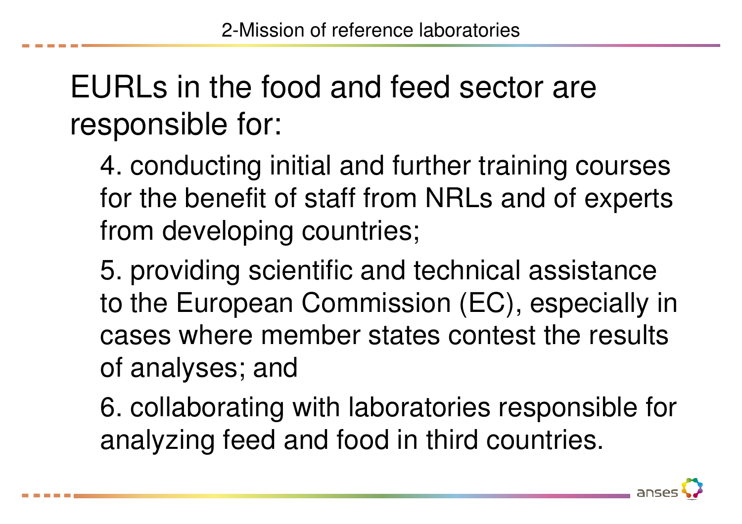## 2-Mission of reference laboratories

EURLs in the food and feed sector are responsible for:

4. conducting initial and further training courses for the benefit of staff from NRLs and of experts from developing countries;
5. providing scientific and technical assistance to the European Commission (EC), especially in cases where member states contest the results of analyses; and
6. collaborating with laboratories responsible for analyzing feed and food in third countries.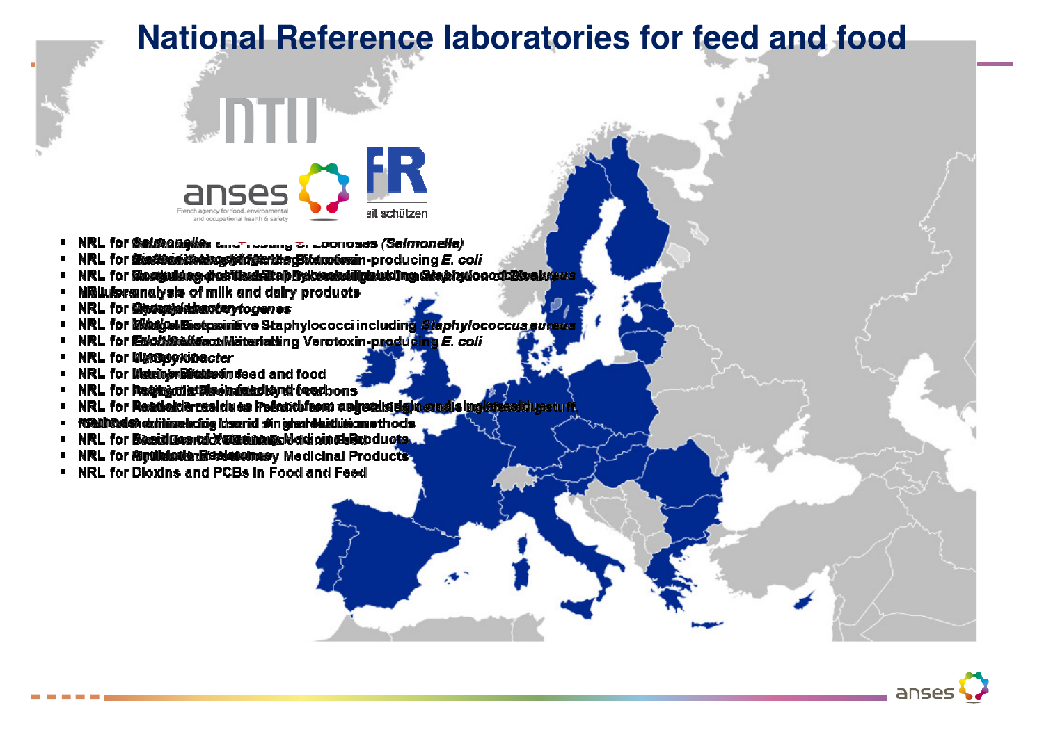# National Reference laboratories for feed and food

- NRL for the analysis and testing of zoonoses (*Salmonella*)
- NRL for *Escherichia coli* including Verotoxin-producing *E. coli*
- NRL for Coagulase-positive Staphylococci including *Staphylococcus aureus*
- NRL for analysis of milk and dairy products
- NRL for *Listeria monocytogenes*
- NRL for Coagulase positive Staphylococci including *Staphylococcus aureus*
- NRL for *Escherichia coli* including Verotoxin-producing *E. coli*
- NRL for *Campylobacter*
- NRL for Heavy metals in feed and food
- NRL for Polycyclic Aromatic Hydrocarbons
- NRL for Residues of Pesticides in food of animal origin and in feedingstuff
- food of animal origin and single residue methods
- NRL for Residues of Veterinary Medicinal Products
- NRL for Residues of Veterinary Medicinal Products
- NRL for Dioxins and PCBs in Food and Feed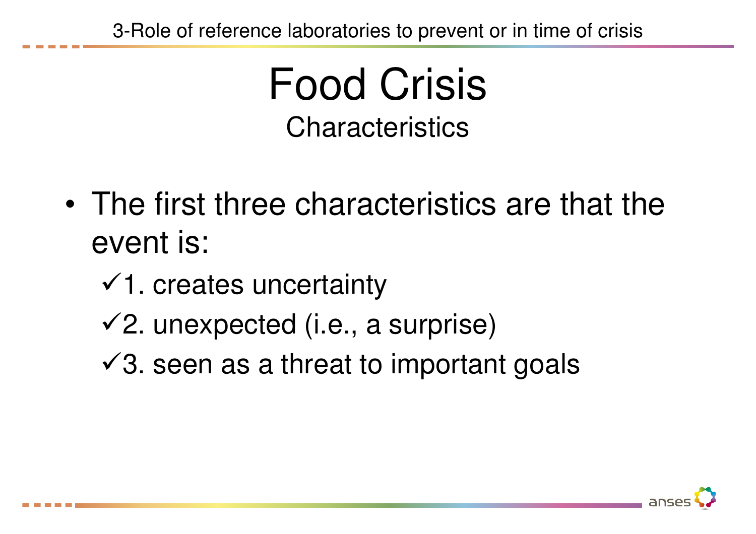# Food Crisis

## Characteristics

- The first three characteristics are that the event is:
  - ✓1. creates uncertainty
  - ✓2. unexpected (i.e., a surprise)
  - ✓3. seen as a threat to important goals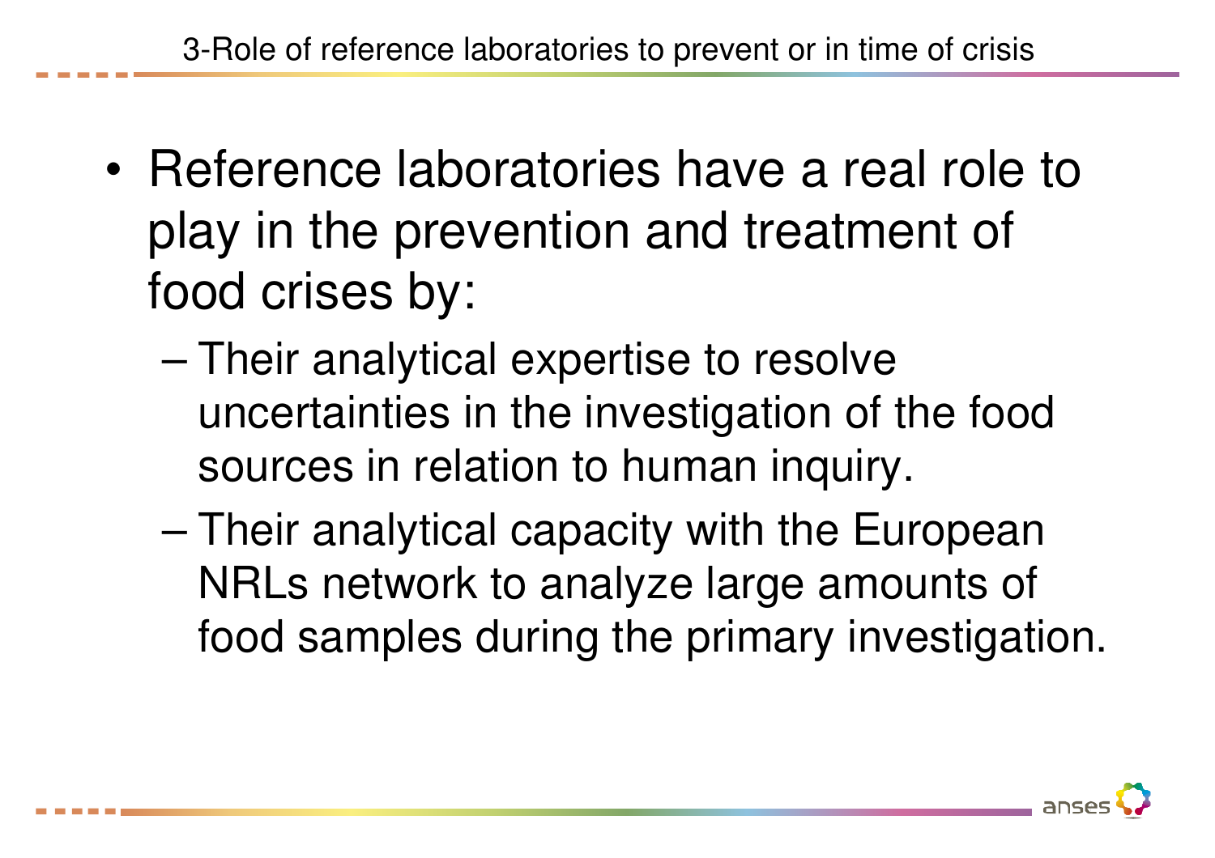## 3-Role of reference laboratories to prevent or in time of crisis

- Reference laboratories have a real role to play in the prevention and treatment of food crises by:
  - Their analytical expertise to resolve uncertainties in the investigation of the food sources in relation to human inquiry.
  - Their analytical capacity with the European NRLs network to analyze large amounts of food samples during the primary investigation.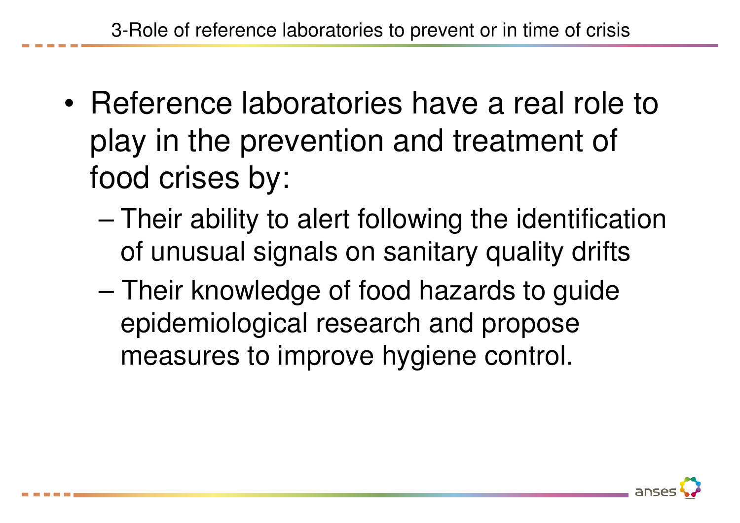## 3-Role of reference laboratories to prevent or in time of crisis

- Reference laboratories have a real role to play in the prevention and treatment of food crises by:
  - Their ability to alert following the identification of unusual signals on sanitary quality drifts
  - Their knowledge of food hazards to guide epidemiological research and propose measures to improve hygiene control.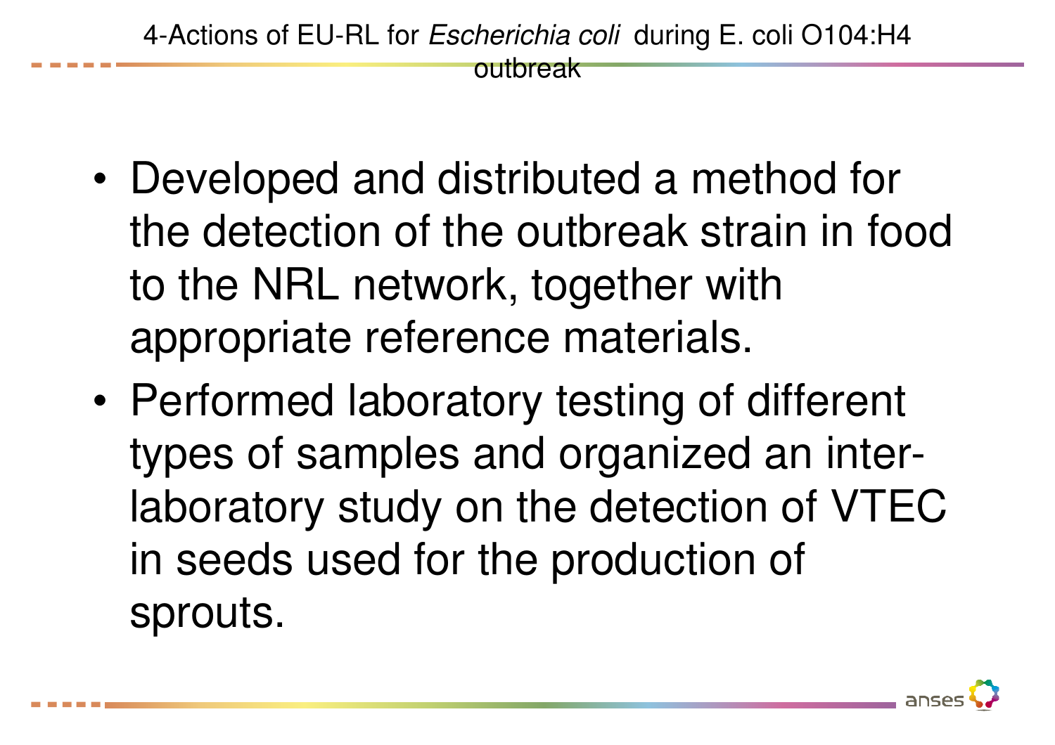# 4-Actions of EU-RL for *Escherichia coli* during E. coli O104:H4 outbreak

- Developed and distributed a method for the detection of the outbreak strain in food to the NRL network, together with appropriate reference materials.
- Performed laboratory testing of different types of samples and organized an inter-laboratory study on the detection of VTEC in seeds used for the production of sprouts.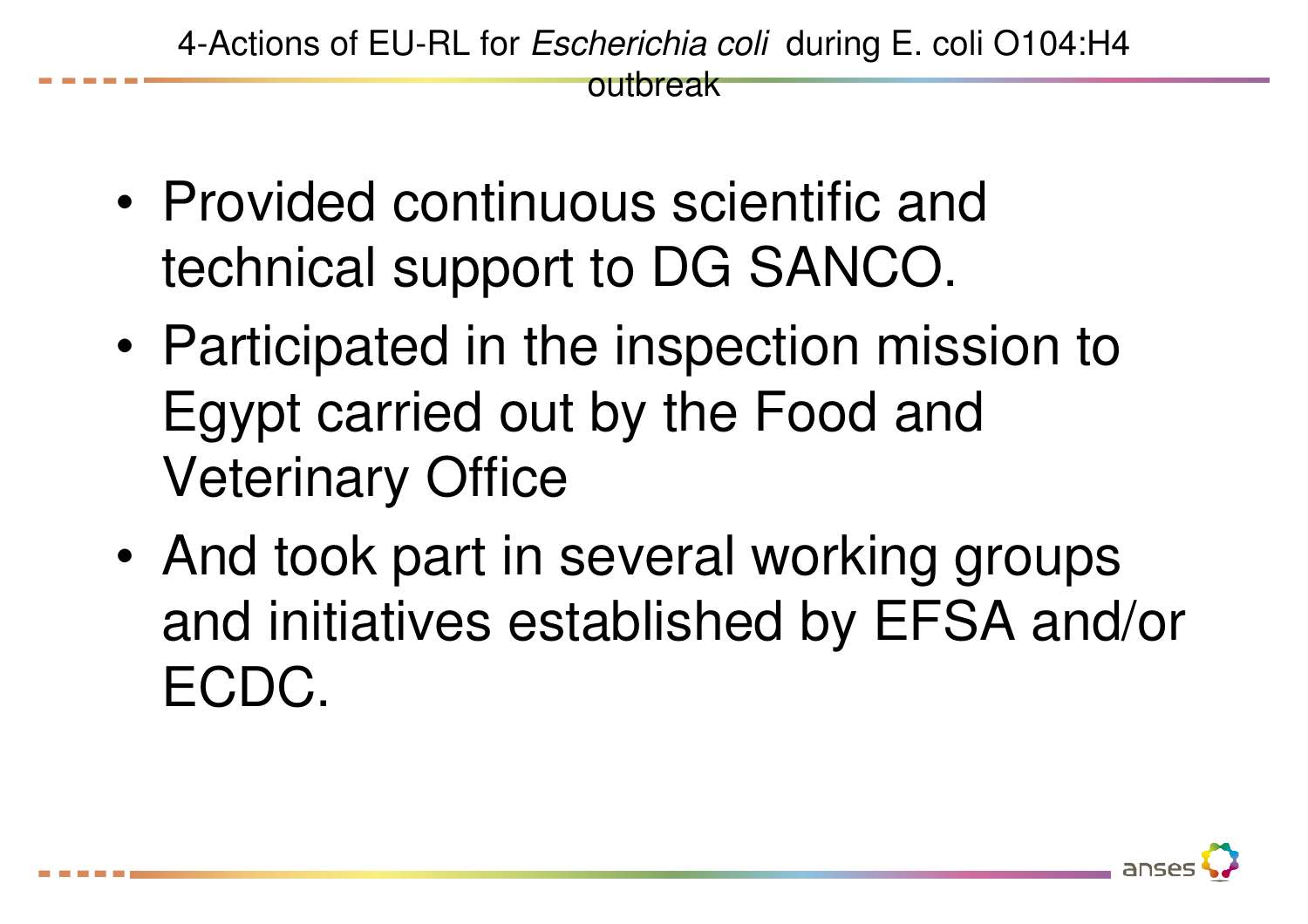# 4-Actions of EU-RL for *Escherichia coli* during E. coli O104:H4 outbreak

- Provided continuous scientific and technical support to DG SANCO.
- Participated in the inspection mission to Egypt carried out by the Food and Veterinary Office
- And took part in several working groups and initiatives established by EFSA and/or ECDC.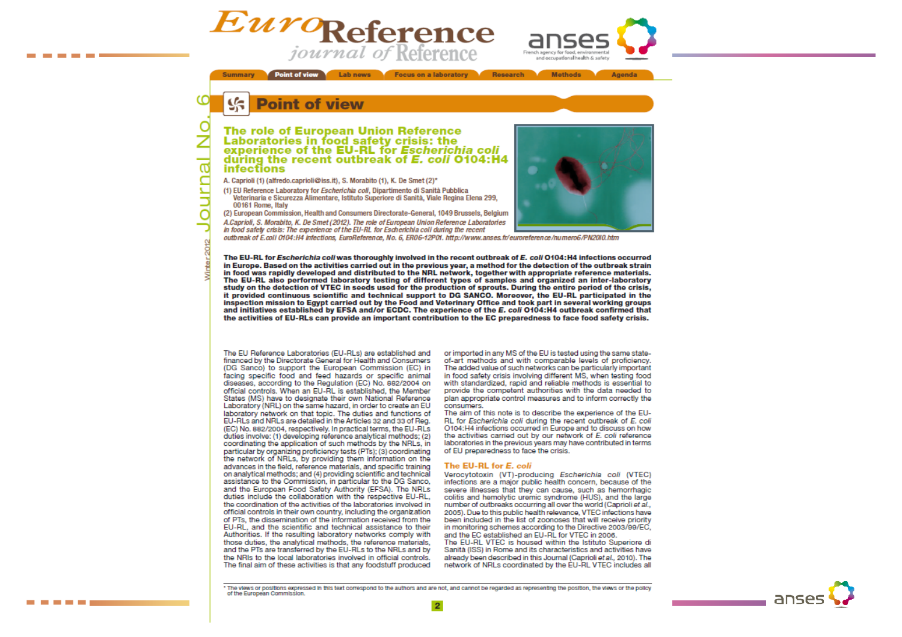# Point of view

## The role of European Union Reference Laboratories in food safety crisis: the experience of the EU-RL for *Escherichia coli* during the recent outbreak of *E. coli* O104:H4 infections

A. Caprioli (1) (alfredo.caprioli@iss.it), S. Morabito (1), K. De Smet (2)*

(1) EU Reference Laboratory for *Escherichia coli*, Dipartimento di Sanità Pubblica Veterinaria e Sicurezza Alimentare, Istituto Superiore di Sanità, Viale Regina Elena 299, 00161 Rome, Italy

(2) European Commission, Health and Consumers Directorate-General, 1049 Brussels, Belgium

*A.Caprioli, S. Morabito, K. De Smet (2012). The role of European Union Reference Laboratories in food safety crisis: The experience of the EU-RL for Escherichia coli during the recent outbreak of E.coli O104:H4 infections, EuroReference, No. 6, ER06-12P01. http://www.anses.fr/euroreference/numero6/PN2010.htm*

**The EU-RL for *Escherichia coli* was thoroughly involved in the recent outbreak of *E. coli* O104:H4 infections occurred in Europe. Based on the activities carried out in the previous year, a method for the detection of the outbreak strain in food was rapidly developed and distributed to the NRL network, together with appropriate reference materials. The EU-RL also performed laboratory testing of different types of samples and organized an inter-laboratory study on the detection of VTEC in seeds used for the production of sprouts. During the entire period of the crisis, it provided continuous scientific and technical support to DG SANCO. Moreover, the EU-RL participated in the inspection mission to Egypt carried out by the Food and Veterinary Office and took part in several working groups and initiatives established by EFSA and/or ECDC. The experience of the *E. coli* O104:H4 outbreak confirmed that the activities of EU-RLs can provide an important contribution to the EC preparedness to face food safety crisis.**

The EU Reference Laboratories (EU-RLs) are established and financed by the Directorate General for Health and Consumers (DG Sanco) to support the European Commission (EC) in facing specific food and feed hazards or specific animal diseases, according to the Regulation (EC) No. 882/2004 on official controls. When an EU-RL is established, the Member States (MS) have to designate their own National Reference Laboratory (NRL) on the same hazard, in order to create an EU laboratory network on that topic. The duties and functions of EU-RLs and NRLs are detailed in the Articles 32 and 33 of Reg. (EC) No. 882/2004, respectively. In practical terms, the EU-RLs duties involve: (1) developing reference analytical methods; (2) coordinating the application of such methods by the NRLs, in particular by organizing proficiency tests (PTs); (3) coordinating the network of NRLs, by providing them information on the advances in the field, reference materials, and specific training on analytical methods; and (4) providing scientific and technical assistance to the Commission, in particular to the DG Sanco, and the European Food Safety Authority (EFSA). The NRLs duties include the collaboration with the respective EU-RL, the coordination of the activities of the laboratories involved in official controls in their own country, including the organization of PTs, the dissemination of the information received from the EU-RL, and the scientific and technical assistance to their Authorities. If the resulting laboratory networks comply with those duties, the analytical methods, the reference materials, and the PTs are transferred by the EU-RLs to the NRLs and by the NRls to the local laboratories involved in official controls. The final aim of these activities is that any foodstuff produced or imported in any MS of the EU is tested using the same state-of-the-art methods and with comparable levels of proficiency. The added value of such networks can be particularly important in food safety crisis involving different MS, when testing food with standardized, rapid and reliable methods is essential to provide the competent authorities with the data needed to plan appropriate control measures and to inform correctly the consumers.

The aim of this note is to describe the experience of the EU-RL for *Escherichia coli* during the recent outbreak of *E. coli* O104:H4 infections occurred in Europe and to discuss on how the activities carried out by our network of *E. coli* reference laboratories in the previous years may have contributed in terms of EU preparedness to face the crisis.

### The EU-RL for *E. coli*

Verocytotoxin (VT)-producing *Escherichia coli* (VTEC) infections are a major public health concern, because of the severe illnesses that they can cause, such as hemorrhagic colitis and hemolytic uremic syndrome (HUS), and the large number of outbreaks occurring all over the world (Caprioli *et al.*, 2005). Due to this public health relevance, VTEC infections have been included in the list of zoonoses that will receive priority in monitoring schemes according to the Directive 2003/99/EC, and the EC established an EU-RL for VTEC in 2006.

The EU-RL VTEC is housed within the Istituto Superiore di Sanità (ISS) in Rome and its characteristics and activities have already been described in this Journal (Caprioli *et al.*, 2010). The network of NRLs coordinated by the EU-RL VTEC includes all

* The views or positions expressed in this text correspond to the authors and are not, and cannot be regarded as representing the position, the views or the policy of the European Commission.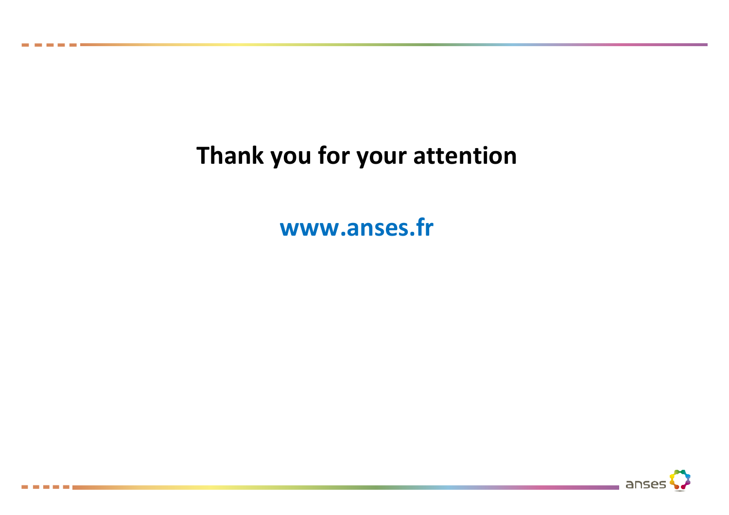**Thank you for your attention**

**www.anses.fr**